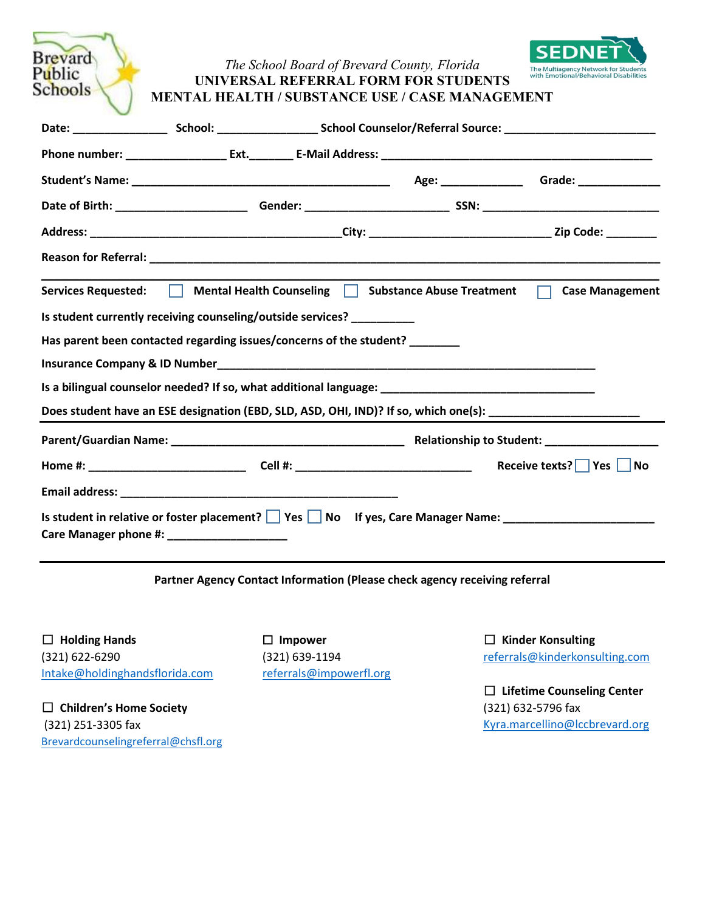Brevard Public Schools

*The School Board of Brevard County, Florida*

**UNIVERSAL REFERRAL FORM FOR STUDENTS**
**MENTAL HEALTH / SUBSTANCE USE / CASE MANAGEMENT**

SEDNET — The Multiagency Network for Students with Emotional/Behavioral Disabilities

**Date:** _______________ **School:** _______________ **School Counselor/Referral Source:** _______________________

**Phone number:** _______________ **Ext.**_______ **E-Mail Address:** ___________________________________________

**Student's Name:** _________________________________________ **Age:** _____________ **Grade:** _____________

**Date of Birth:** ____________________ **Gender:** ______________________ **SSN:** ___________________________

**Address:** ________________________________________**City:** ____________________________ **Zip Code:** ________

**Reason for Referral:** ___________________________________________________________________________________

---

**Services Requested:** ☐ **Mental Health Counseling** ☐ **Substance Abuse Treatment** ☐ **Case Management**

**Is student currently receiving counseling/outside services?** __________

**Has parent been contacted regarding issues/concerns of the student?** ________

**Insurance Company & ID Number**______________________________________________________________

**Is a bilingual counselor needed? If so, what additional language:** __________________________________

**Does student have an ESE designation (EBD, SLD, ASD, OHI, IND)? If so, which one(s):** _______________________

---

**Parent/Guardian Name:** _____________________________________ **Relationship to Student:** _________________

**Home #:** _________________________ **Cell #:** ____________________________ **Receive texts?** ☐ **Yes** ☐ **No**

**Email address:** _______________________________________________

**Is student in relative or foster placement?** ☐ **Yes** ☐ **No** **If yes, Care Manager Name:** _______________________
**Care Manager phone #:** ___________________

---

**Partner Agency Contact Information (Please check agency receiving referral**

☐ **Holding Hands**
(321) 622-6290
Intake@holdinghandsflorida.com

☐ **Impower**
(321) 639-1194
referrals@impowerfl.org

☐ **Kinder Konsulting**
referrals@kinderkonsulting.com

☐ **Children's Home Society**
(321) 251-3305 fax
Brevardcounselingreferral@chsfl.org

☐ **Lifetime Counseling Center**
(321) 632-5796 fax
Kyra.marcellino@lccbrevard.org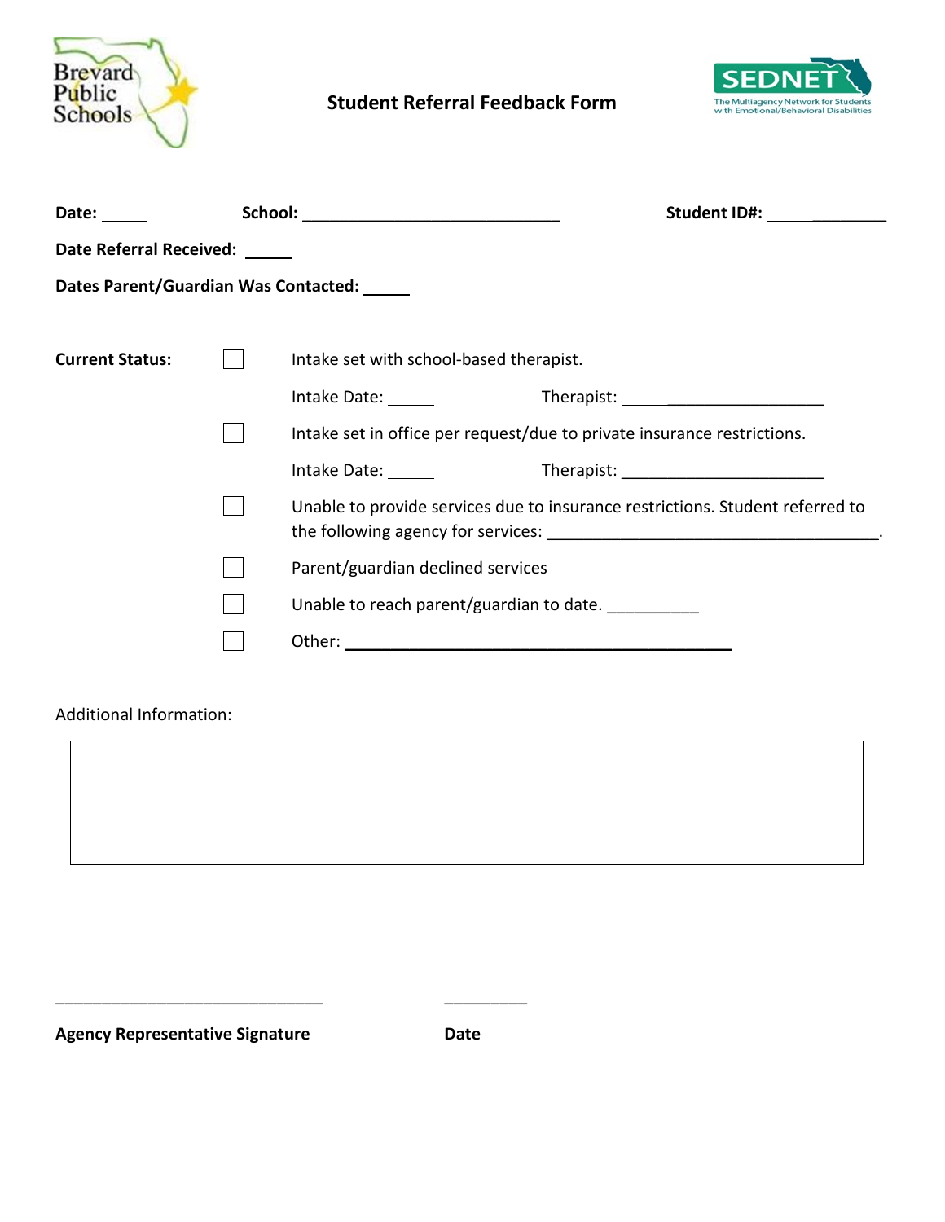# Student Referral Feedback Form

**Date:** _____ **School:** ____________________________ **Student ID#:** ____________

**Date Referral Received:** _____

**Dates Parent/Guardian Was Contacted:** _____

**Current Status:**

- ☐ Intake set with school-based therapist.

  Intake Date: _____ Therapist: ______________________

- ☐ Intake set in office per request/due to private insurance restrictions.

  Intake Date: _____ Therapist: ______________________

- ☐ Unable to provide services due to insurance restrictions. Student referred to the following agency for services: ____________________________________.

- ☐ Parent/guardian declined services

- ☐ Unable to reach parent/guardian to date. __________

- ☐ Other: __________________________________________

Additional Information:

| |
|---|
| |

______________________________ __________

**Agency Representative Signature** **Date**